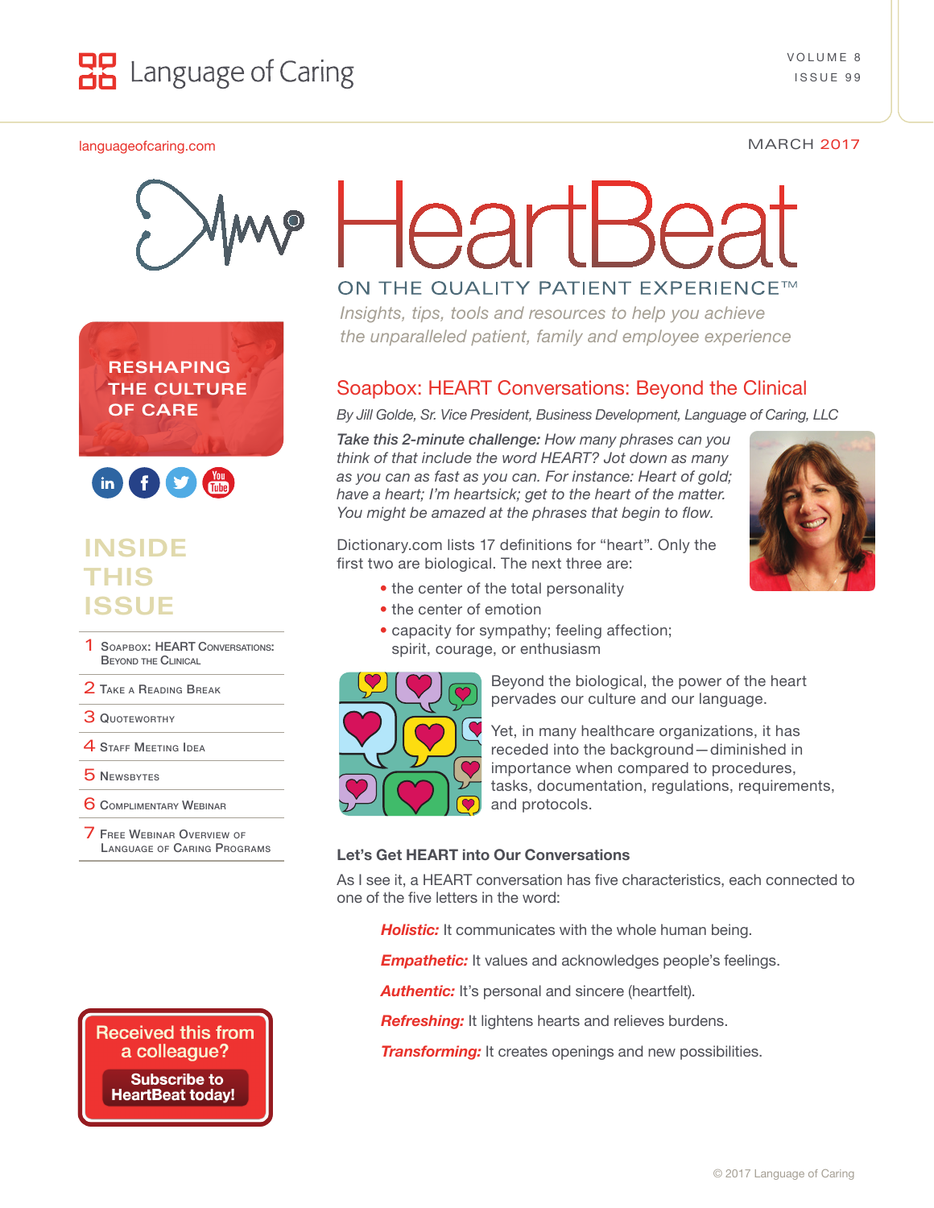# Language of Caring

VOLUME 8
ISSUE 99

languageofcaring.com

MARCH 2017

# HeartBeat

## ON THE QUALITY PATIENT EXPERIENCE™

*Insights, tips, tools and resources to help you achieve the unparalleled patient, family and employee experience*

RESHAPING THE CULTURE OF CARE

## INSIDE THIS ISSUE

1 Soapbox: HEART Conversations: Beyond the Clinical
2 Take a Reading Break
3 Quoteworthy
4 Staff Meeting Idea
5 Newsbytes
6 Complimentary Webinar
7 Free Webinar Overview of Language of Caring Programs

Received this from a colleague? **Subscribe to HeartBeat today!**

## Soapbox: HEART Conversations: Beyond the Clinical

*By Jill Golde, Sr. Vice President, Business Development, Language of Caring, LLC*

*Take this 2-minute challenge: How many phrases can you think of that include the word HEART? Jot down as many as you can as fast as you can. For instance: Heart of gold; have a heart; I'm heartsick; get to the heart of the matter. You might be amazed at the phrases that begin to flow.*

Dictionary.com lists 17 definitions for "heart". Only the first two are biological. The next three are:

- the center of the total personality
- the center of emotion
- capacity for sympathy; feeling affection; spirit, courage, or enthusiasm

Beyond the biological, the power of the heart pervades our culture and our language.

Yet, in many healthcare organizations, it has receded into the background—diminished in importance when compared to procedures, tasks, documentation, regulations, requirements, and protocols.

**Let's Get HEART into Our Conversations**

As I see it, a HEART conversation has five characteristics, each connected to one of the five letters in the word:

***Holistic:*** It communicates with the whole human being.

***Empathetic:*** It values and acknowledges people's feelings.

***Authentic:*** It's personal and sincere (heartfelt).

***Refreshing:*** It lightens hearts and relieves burdens.

***Transforming:*** It creates openings and new possibilities.

© 2017 Language of Caring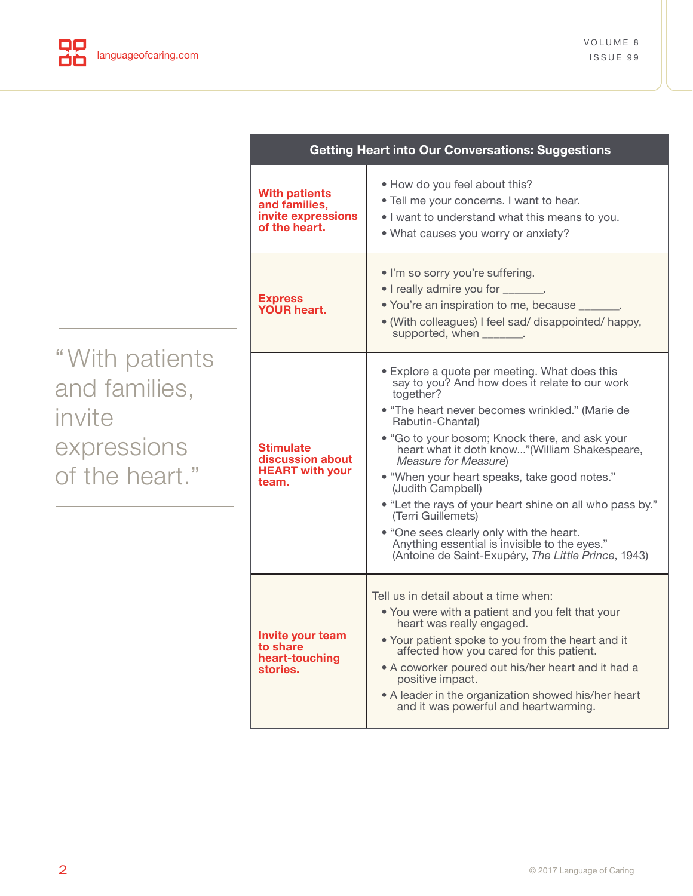> “With patients and families, invite expressions of the heart.”

| Getting Heart into Our Conversations: Suggestions | |
|---|---|
| **With patients and families, invite expressions of the heart.** | • How do you feel about this?<br>• Tell me your concerns. I want to hear.<br>• I want to understand what this means to you.<br>• What causes you worry or anxiety? |
| **Express YOUR heart.** | • I'm so sorry you're suffering.<br>• I really admire you for _______.<br>• You're an inspiration to me, because _______.<br>• (With colleagues) I feel sad/ disappointed/ happy, supported, when _______. |
| **Stimulate discussion about HEART with your team.** | • Explore a quote per meeting. What does this say to you? And how does it relate to our work together?<br>• “The heart never becomes wrinkled.” (Marie de Rabutin-Chantal)<br>• “Go to your bosom; Knock there, and ask your heart what it doth know...”(William Shakespeare, *Measure for Measure*)<br>• “When your heart speaks, take good notes.” (Judith Campbell)<br>• “Let the rays of your heart shine on all who pass by.” (Terri Guillemets)<br>• “One sees clearly only with the heart. Anything essential is invisible to the eyes.” (Antoine de Saint-Exupéry, *The Little Prince*, 1943) |
| **Invite your team to share heart-touching stories.** | Tell us in detail about a time when:<br>• You were with a patient and you felt that your heart was really engaged.<br>• Your patient spoke to you from the heart and it affected how you cared for this patient.<br>• A coworker poured out his/her heart and it had a positive impact.<br>• A leader in the organization showed his/her heart and it was powerful and heartwarming. |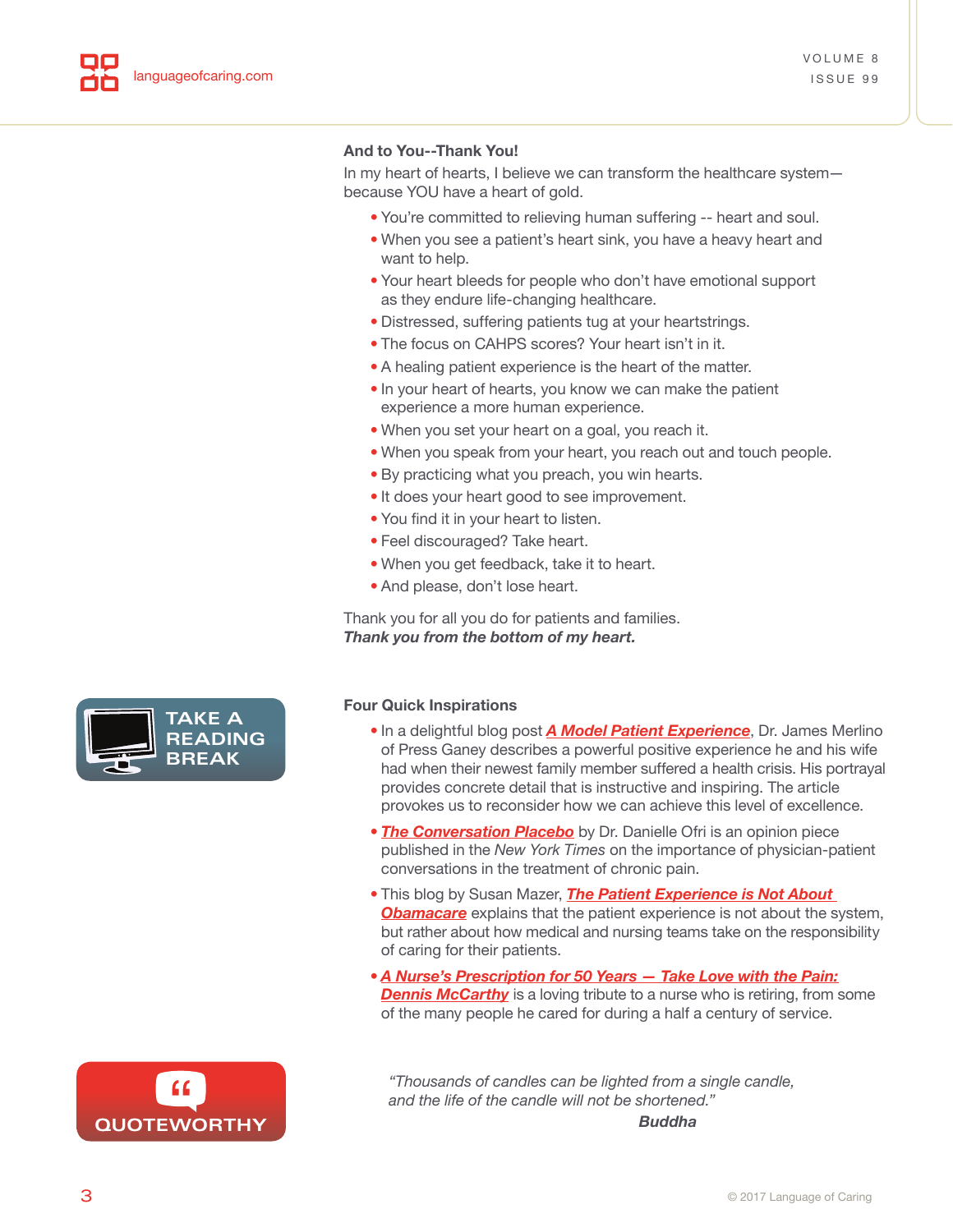### And to You--Thank You!

In my heart of hearts, I believe we can transform the healthcare system—because YOU have a heart of gold.

- You're committed to relieving human suffering -- heart and soul.
- When you see a patient's heart sink, you have a heavy heart and want to help.
- Your heart bleeds for people who don't have emotional support as they endure life-changing healthcare.
- Distressed, suffering patients tug at your heartstrings.
- The focus on CAHPS scores? Your heart isn't in it.
- A healing patient experience is the heart of the matter.
- In your heart of hearts, you know we can make the patient experience a more human experience.
- When you set your heart on a goal, you reach it.
- When you speak from your heart, you reach out and touch people.
- By practicing what you preach, you win hearts.
- It does your heart good to see improvement.
- You find it in your heart to listen.
- Feel discouraged? Take heart.
- When you get feedback, take it to heart.
- And please, don't lose heart.

Thank you for all you do for patients and families.
***Thank you from the bottom of my heart.***

**TAKE A READING BREAK**

### Four Quick Inspirations

- In a delightful blog post ***A Model Patient Experience***, Dr. James Merlino of Press Ganey describes a powerful positive experience he and his wife had when their newest family member suffered a health crisis. His portrayal provides concrete detail that is instructive and inspiring. The article provokes us to reconsider how we can achieve this level of excellence.
- ***The Conversation Placebo*** by Dr. Danielle Ofri is an opinion piece published in the *New York Times* on the importance of physician-patient conversations in the treatment of chronic pain.
- This blog by Susan Mazer, ***The Patient Experience is Not About Obamacare*** explains that the patient experience is not about the system, but rather about how medical and nursing teams take on the responsibility of caring for their patients.
- ***A Nurse's Prescription for 50 Years — Take Love with the Pain: Dennis McCarthy*** is a loving tribute to a nurse who is retiring, from some of the many people he cared for during a half a century of service.

**QUOTEWORTHY**

*"Thousands of candles can be lighted from a single candle, and the life of the candle will not be shortened."*

***Buddha***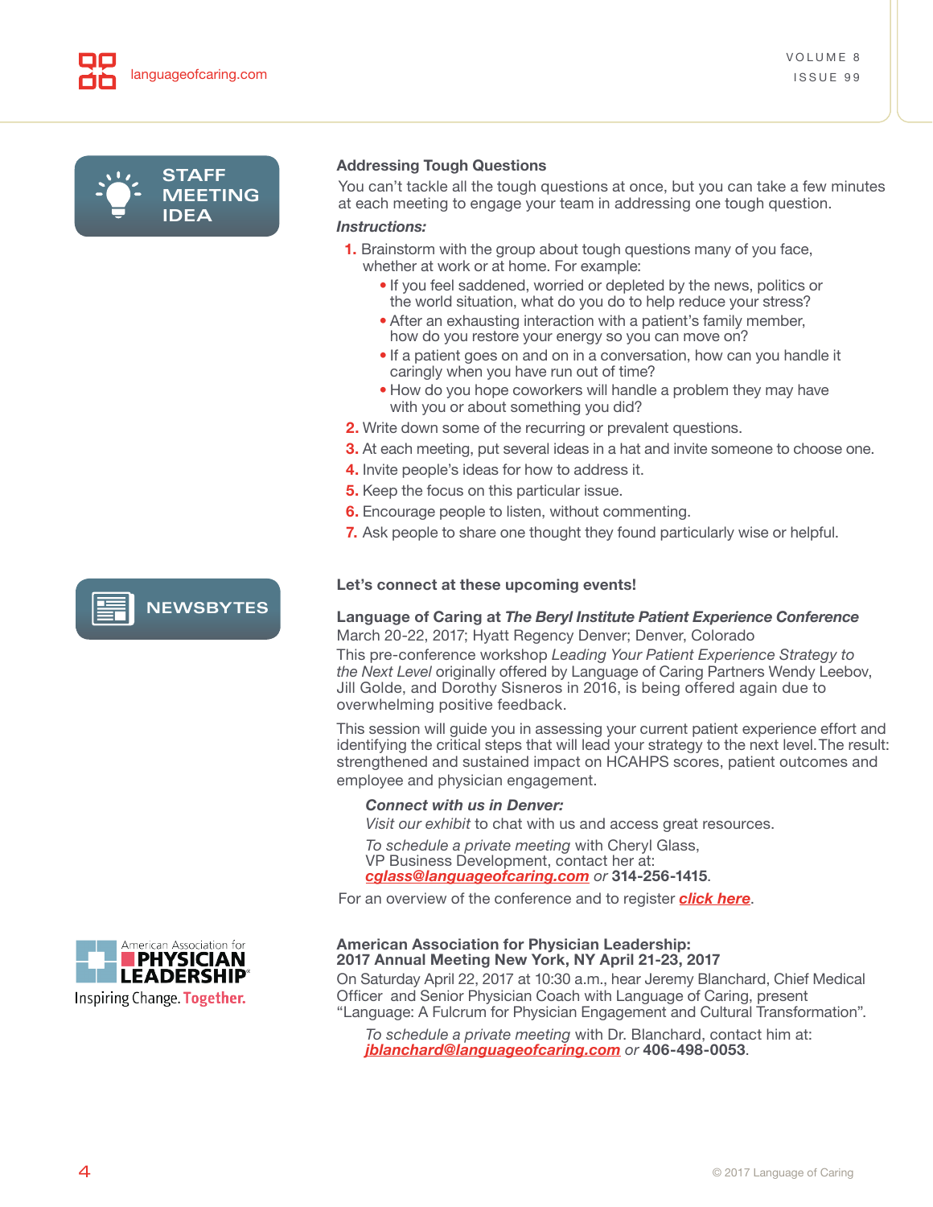## STAFF MEETING IDEA

### Addressing Tough Questions

You can't tackle all the tough questions at once, but you can take a few minutes at each meeting to engage your team in addressing one tough question.

***Instructions:***

1. Brainstorm with the group about tough questions many of you face, whether at work or at home. For example:
   - If you feel saddened, worried or depleted by the news, politics or the world situation, what do you do to help reduce your stress?
   - After an exhausting interaction with a patient's family member, how do you restore your energy so you can move on?
   - If a patient goes on and on in a conversation, how can you handle it caringly when you have run out of time?
   - How do you hope coworkers will handle a problem they may have with you or about something you did?
2. Write down some of the recurring or prevalent questions.
3. At each meeting, put several ideas in a hat and invite someone to choose one.
4. Invite people's ideas for how to address it.
5. Keep the focus on this particular issue.
6. Encourage people to listen, without commenting.
7. Ask people to share one thought they found particularly wise or helpful.

## NEWSBYTES

**Let's connect at these upcoming events!**

**Language of Caring at *The Beryl Institute Patient Experience Conference***
March 20-22, 2017; Hyatt Regency Denver; Denver, Colorado

This pre-conference workshop *Leading Your Patient Experience Strategy to the Next Level* originally offered by Language of Caring Partners Wendy Leebov, Jill Golde, and Dorothy Sisneros in 2016, is being offered again due to overwhelming positive feedback.

This session will guide you in assessing your current patient experience effort and identifying the critical steps that will lead your strategy to the next level. The result: strengthened and sustained impact on HCAHPS scores, patient outcomes and employee and physician engagement.

> ***Connect with us in Denver:***
>
> *Visit our exhibit* to chat with us and access great resources.
>
> *To schedule a private meeting* with Cheryl Glass, VP Business Development, contact her at: ***cglass@languageofcaring.com*** *or* **314-256-1415**.

For an overview of the conference and to register ***click here***.

American Association for PHYSICIAN LEADERSHIP
Inspiring Change. Together.

**American Association for Physician Leadership:**
**2017 Annual Meeting New York, NY April 21-23, 2017**

On Saturday April 22, 2017 at 10:30 a.m., hear Jeremy Blanchard, Chief Medical Officer and Senior Physician Coach with Language of Caring, present "Language: A Fulcrum for Physician Engagement and Cultural Transformation".

> *To schedule a private meeting* with Dr. Blanchard, contact him at: ***jblanchard@languageofcaring.com*** *or* **406-498-0053**.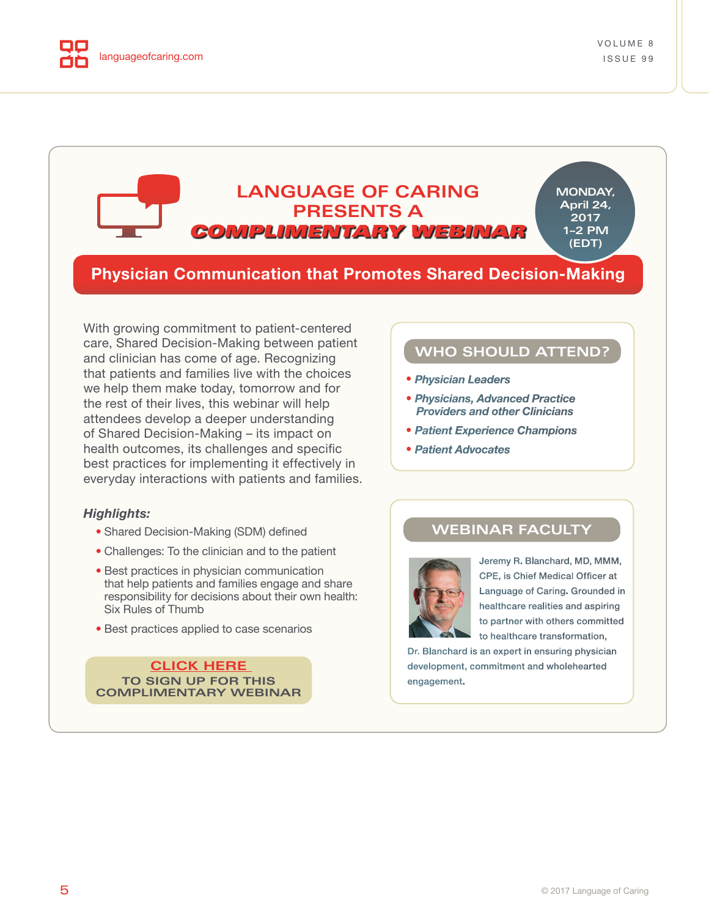# LANGUAGE OF CARING PRESENTS A COMPLIMENTARY WEBINAR

MONDAY, April 24, 2017 1–2 PM (EDT)

## Physician Communication that Promotes Shared Decision-Making

With growing commitment to patient-centered care, Shared Decision-Making between patient and clinician has come of age. Recognizing that patients and families live with the choices we help them make today, tomorrow and for the rest of their lives, this webinar will help attendees develop a deeper understanding of Shared Decision-Making – its impact on health outcomes, its challenges and specific best practices for implementing it effectively in everyday interactions with patients and families.

***Highlights:***

- Shared Decision-Making (SDM) defined
- Challenges: To the clinician and to the patient
- Best practices in physician communication that help patients and families engage and share responsibility for decisions about their own health: Six Rules of Thumb
- Best practices applied to case scenarios

**CLICK HERE**
TO SIGN UP FOR THIS COMPLIMENTARY WEBINAR

### WHO SHOULD ATTEND?

- *Physician Leaders*
- *Physicians, Advanced Practice Providers and other Clinicians*
- *Patient Experience Champions*
- *Patient Advocates*

### WEBINAR FACULTY

Jeremy R. Blanchard, MD, MMM, CPE, is Chief Medical Officer at Language of Caring. Grounded in healthcare realities and aspiring to partner with others committed to healthcare transformation, Dr. Blanchard is an expert in ensuring physician development, commitment and wholehearted engagement.

© 2017 Language of Caring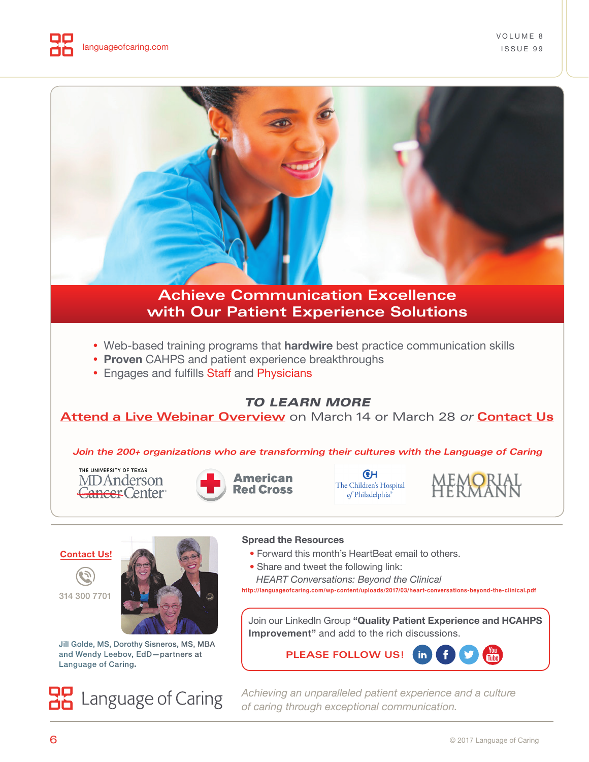# Achieve Communication Excellence with Our Patient Experience Solutions

- Web-based training programs that **hardwire** best practice communication skills
- **Proven** CAHPS and patient experience breakthroughs
- Engages and fulfills Staff and Physicians

***TO LEARN MORE***

Attend a Live Webinar Overview on March 14 or March 28 *or* Contact Us

*Join the 200+ organizations who are transforming their cultures with the Language of Caring*

THE UNIVERSITY OF TEXAS MD Anderson Cancer Center

American Red Cross

The Children's Hospital of Philadelphia

MEMORIAL HERMANN

**Contact Us!**

314 300 7701

Jill Golde, MS, Dorothy Sisneros, MS, MBA and Wendy Leebov, EdD—partners at Language of Caring.

**Spread the Resources**

- Forward this month's HeartBeat email to others.
- Share and tweet the following link:

  *HEART Conversations: Beyond the Clinical*

  http://languageofcaring.com/wp-content/uploads/2017/03/heart-conversations-beyond-the-clinical.pdf

Join our LinkedIn Group **"Quality Patient Experience and HCAHPS Improvement"** and add to the rich discussions.

PLEASE FOLLOW US!

Language of Caring

*Achieving an unparalleled patient experience and a culture of caring through exceptional communication.*

© 2017 Language of Caring